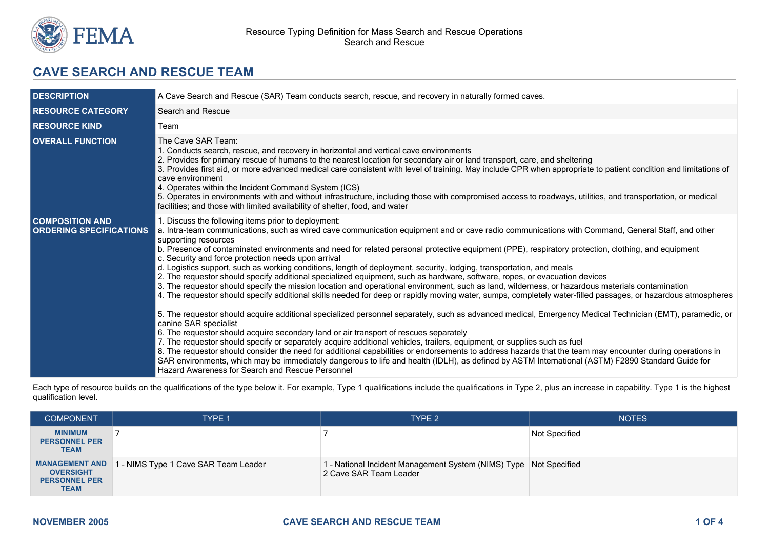# CAVE SEARCH AND RESCUE TEAM

| | |
|---|---|
| **DESCRIPTION** | A Cave Search and Rescue (SAR) Team conducts search, rescue, and recovery in naturally formed caves. |
| **RESOURCE CATEGORY** | Search and Rescue |
| **RESOURCE KIND** | Team |
| **OVERALL FUNCTION** | The Cave SAR Team:<br>1. Conducts search, rescue, and recovery in horizontal and vertical cave environments<br>2. Provides for primary rescue of humans to the nearest location for secondary air or land transport, care, and sheltering<br>3. Provides first aid, or more advanced medical care consistent with level of training. May include CPR when appropriate to patient condition and limitations of cave environment<br>4. Operates within the Incident Command System (ICS)<br>5. Operates in environments with and without infrastructure, including those with compromised access to roadways, utilities, and transportation, or medical facilities; and those with limited availability of shelter, food, and water |
| **COMPOSITION AND ORDERING SPECIFICATIONS** | 1. Discuss the following items prior to deployment:<br>a. Intra-team communications, such as wired cave communication equipment and or cave radio communications with Command, General Staff, and other supporting resources<br>b. Presence of contaminated environments and need for related personal protective equipment (PPE), respiratory protection, clothing, and equipment<br>c. Security and force protection needs upon arrival<br>d. Logistics support, such as working conditions, length of deployment, security, lodging, transportation, and meals<br>2. The requestor should specify additional specialized equipment, such as hardware, software, ropes, or evacuation devices<br>3. The requestor should specify the mission location and operational environment, such as land, wilderness, or hazardous materials contamination<br>4. The requestor should specify additional skills needed for deep or rapidly moving water, sumps, completely water-filled passages, or hazardous atmospheres<br>5. The requestor should acquire additional specialized personnel separately, such as advanced medical, Emergency Medical Technician (EMT), paramedic, or canine SAR specialist<br>6. The requestor should acquire secondary land or air transport of rescues separately<br>7. The requestor should specify or separately acquire additional vehicles, trailers, equipment, or supplies such as fuel<br>8. The requestor should consider the need for additional capabilities or endorsements to address hazards that the team may encounter during operations in SAR environments, which may be immediately dangerous to life and health (IDLH), as defined by ASTM International (ASTM) F2890 Standard Guide for Hazard Awareness for Search and Rescue Personnel |

Each type of resource builds on the qualifications of the type below it. For example, Type 1 qualifications include the qualifications in Type 2, plus an increase in capability. Type 1 is the highest qualification level.

| COMPONENT | TYPE 1 | TYPE 2 | NOTES |
|---|---|---|---|
| **MINIMUM PERSONNEL PER TEAM** | 7 | 7 | Not Specified |
| **MANAGEMENT AND OVERSIGHT PERSONNEL PER TEAM** | 1 - NIMS Type 1 Cave SAR Team Leader | 1 - National Incident Management System (NIMS) Type 2 Cave SAR Team Leader | Not Specified |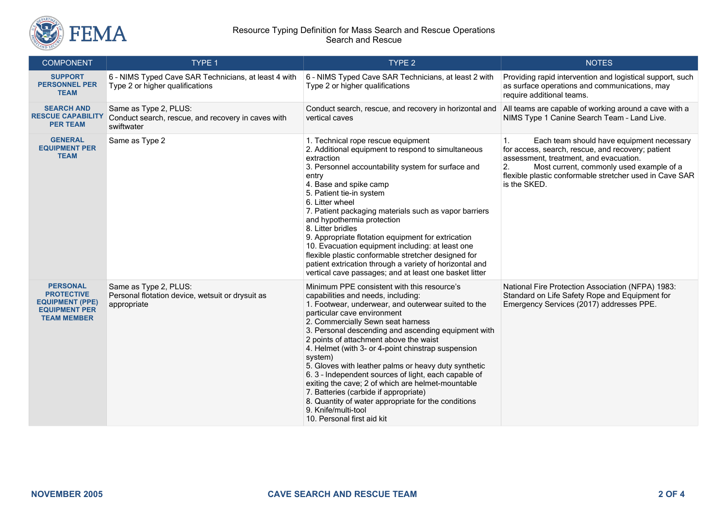| COMPONENT | TYPE 1 | TYPE 2 | NOTES |
|---|---|---|---|
| **SUPPORT PERSONNEL PER TEAM** | 6 - NIMS Typed Cave SAR Technicians, at least 4 with Type 2 or higher qualifications | 6 - NIMS Typed Cave SAR Technicians, at least 2 with Type 2 or higher qualifications | Providing rapid intervention and logistical support, such as surface operations and communications, may require additional teams. |
| **SEARCH AND RESCUE CAPABILITY PER TEAM** | Same as Type 2, PLUS:<br>Conduct search, rescue, and recovery in caves with swiftwater | Conduct search, rescue, and recovery in horizontal and vertical caves | All teams are capable of working around a cave with a NIMS Type 1 Canine Search Team – Land Live. |
| **GENERAL EQUIPMENT PER TEAM** | Same as Type 2 | 1. Technical rope rescue equipment<br>2. Additional equipment to respond to simultaneous extraction<br>3. Personnel accountability system for surface and entry<br>4. Base and spike camp<br>5. Patient tie-in system<br>6. Litter wheel<br>7. Patient packaging materials such as vapor barriers and hypothermia protection<br>8. Litter bridles<br>9. Appropriate flotation equipment for extrication<br>10. Evacuation equipment including: at least one flexible plastic conformable stretcher designed for patient extrication through a variety of horizontal and vertical cave passages; and at least one basket litter | 1. Each team should have equipment necessary for access, search, rescue, and recovery; patient assessment, treatment, and evacuation.<br>2. Most current, commonly used example of a flexible plastic conformable stretcher used in Cave SAR is the SKED. |
| **PERSONAL PROTECTIVE EQUIPMENT (PPE) EQUIPMENT PER TEAM MEMBER** | Same as Type 2, PLUS:<br>Personal flotation device, wetsuit or drysuit as appropriate | Minimum PPE consistent with this resource's capabilities and needs, including:<br>1. Footwear, underwear, and outerwear suited to the particular cave environment<br>2. Commercially Sewn seat harness<br>3. Personal descending and ascending equipment with 2 points of attachment above the waist<br>4. Helmet (with 3- or 4-point chinstrap suspension system)<br>5. Gloves with leather palms or heavy duty synthetic<br>6. 3 – Independent sources of light, each capable of exiting the cave; 2 of which are helmet-mountable<br>7. Batteries (carbide if appropriate)<br>8. Quantity of water appropriate for the conditions<br>9. Knife/multi-tool<br>10. Personal first aid kit | National Fire Protection Association (NFPA) 1983: Standard on Life Safety Rope and Equipment for Emergency Services (2017) addresses PPE. |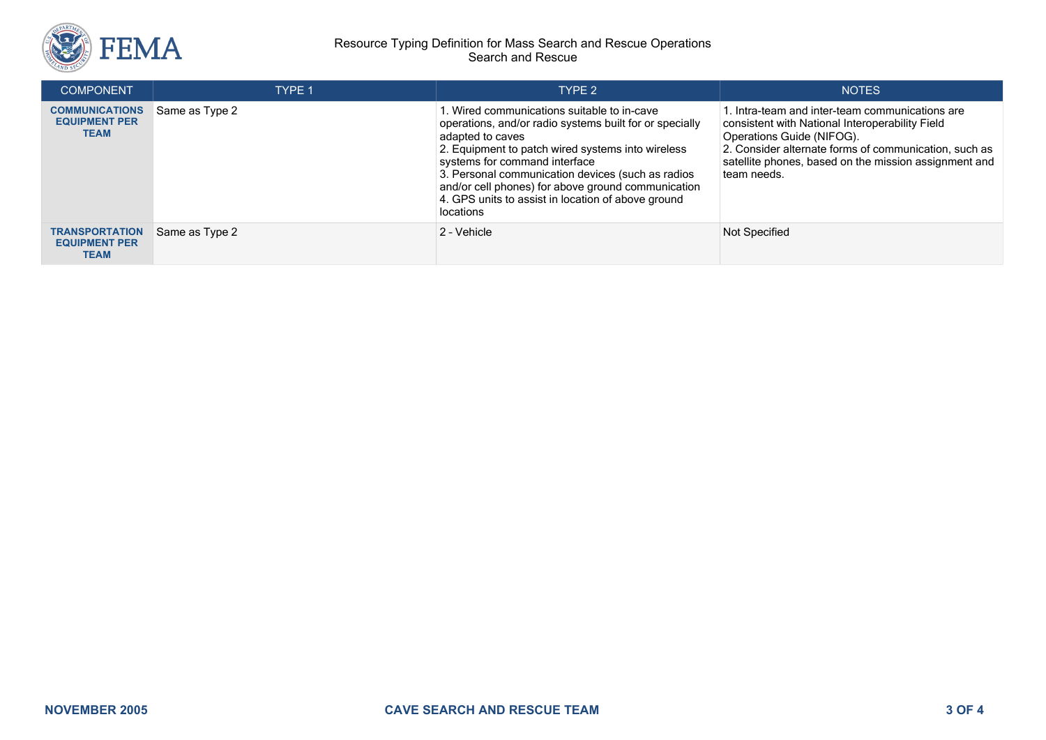| COMPONENT | TYPE 1 | TYPE 2 | NOTES |
|---|---|---|---|
| **COMMUNICATIONS EQUIPMENT PER TEAM** | Same as Type 2 | 1. Wired communications suitable to in-cave operations, and/or radio systems built for or specially adapted to caves<br>2. Equipment to patch wired systems into wireless systems for command interface<br>3. Personal communication devices (such as radios and/or cell phones) for above ground communication<br>4. GPS units to assist in location of above ground locations | 1. Intra-team and inter-team communications are consistent with National Interoperability Field Operations Guide (NIFOG).<br>2. Consider alternate forms of communication, such as satellite phones, based on the mission assignment and team needs. |
| **TRANSPORTATION EQUIPMENT PER TEAM** | Same as Type 2 | 2 - Vehicle | Not Specified |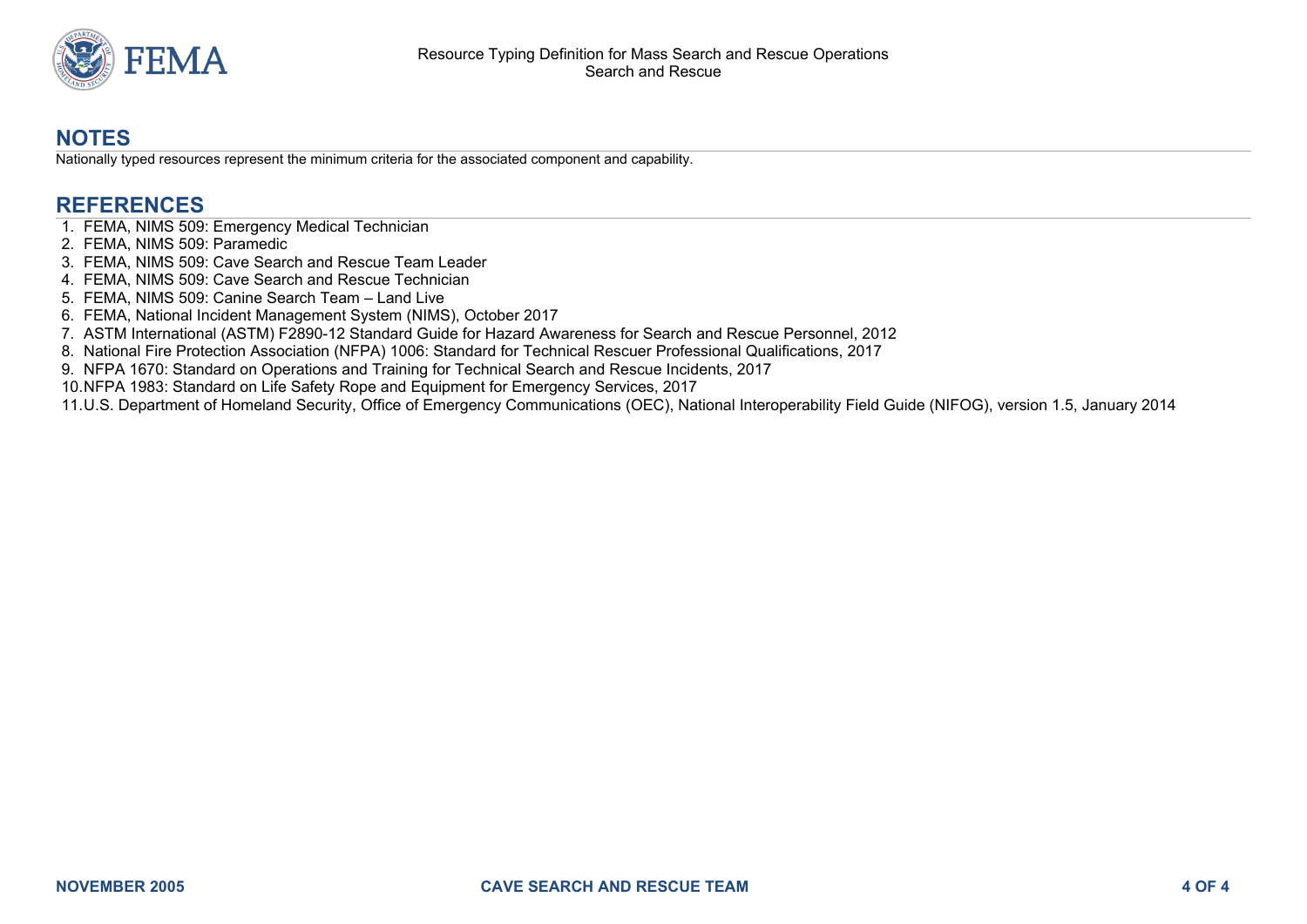## NOTES

Nationally typed resources represent the minimum criteria for the associated component and capability.

## REFERENCES

1. FEMA, NIMS 509: Emergency Medical Technician
2. FEMA, NIMS 509: Paramedic
3. FEMA, NIMS 509: Cave Search and Rescue Team Leader
4. FEMA, NIMS 509: Cave Search and Rescue Technician
5. FEMA, NIMS 509: Canine Search Team – Land Live
6. FEMA, National Incident Management System (NIMS), October 2017
7. ASTM International (ASTM) F2890-12 Standard Guide for Hazard Awareness for Search and Rescue Personnel, 2012
8. National Fire Protection Association (NFPA) 1006: Standard for Technical Rescuer Professional Qualifications, 2017
9. NFPA 1670: Standard on Operations and Training for Technical Search and Rescue Incidents, 2017
10. NFPA 1983: Standard on Life Safety Rope and Equipment for Emergency Services, 2017
11. U.S. Department of Homeland Security, Office of Emergency Communications (OEC), National Interoperability Field Guide (NIFOG), version 1.5, January 2014